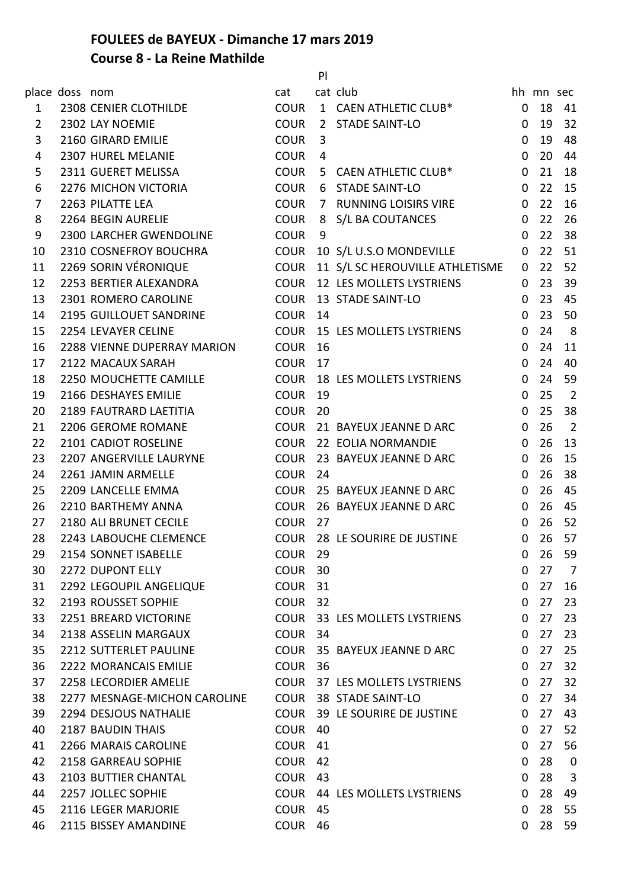## FOULEES de BAYEUX - Dimanche 17 mars 2019

## Course 8 - La Reine Mathilde

| place | doss | nom | cat | Pl cat | club | hh | mn | sec |
|---|---|---|---|---|---|---|---|---|
| 1 | 2308 | CENIER CLOTHILDE | COUR | 1 | CAEN ATHLETIC CLUB* | 0 | 18 | 41 |
| 2 | 2302 | LAY NOEMIE | COUR | 2 | STADE SAINT-LO | 0 | 19 | 32 |
| 3 | 2160 | GIRARD EMILIE | COUR | 3 | | 0 | 19 | 48 |
| 4 | 2307 | HUREL MELANIE | COUR | 4 | | 0 | 20 | 44 |
| 5 | 2311 | GUERET MELISSA | COUR | 5 | CAEN ATHLETIC CLUB* | 0 | 21 | 18 |
| 6 | 2276 | MICHON VICTORIA | COUR | 6 | STADE SAINT-LO | 0 | 22 | 15 |
| 7 | 2263 | PILATTE LEA | COUR | 7 | RUNNING LOISIRS VIRE | 0 | 22 | 16 |
| 8 | 2264 | BEGIN AURELIE | COUR | 8 | S/L BA COUTANCES | 0 | 22 | 26 |
| 9 | 2300 | LARCHER GWENDOLINE | COUR | 9 | | 0 | 22 | 38 |
| 10 | 2310 | COSNEFROY BOUCHRA | COUR | 10 | S/L U.S.O MONDEVILLE | 0 | 22 | 51 |
| 11 | 2269 | SORIN VÉRONIQUE | COUR | 11 | S/L SC HEROUVILLE ATHLETISME | 0 | 22 | 52 |
| 12 | 2253 | BERTIER ALEXANDRA | COUR | 12 | LES MOLLETS LYSTRIENS | 0 | 23 | 39 |
| 13 | 2301 | ROMERO CAROLINE | COUR | 13 | STADE SAINT-LO | 0 | 23 | 45 |
| 14 | 2195 | GUILLOUET SANDRINE | COUR | 14 | | 0 | 23 | 50 |
| 15 | 2254 | LEVAYER CELINE | COUR | 15 | LES MOLLETS LYSTRIENS | 0 | 24 | 8 |
| 16 | 2288 | VIENNE DUPERRAY MARION | COUR | 16 | | 0 | 24 | 11 |
| 17 | 2122 | MACAUX SARAH | COUR | 17 | | 0 | 24 | 40 |
| 18 | 2250 | MOUCHETTE CAMILLE | COUR | 18 | LES MOLLETS LYSTRIENS | 0 | 24 | 59 |
| 19 | 2166 | DESHAYES EMILIE | COUR | 19 | | 0 | 25 | 2 |
| 20 | 2189 | FAUTRARD LAETITIA | COUR | 20 | | 0 | 25 | 38 |
| 21 | 2206 | GEROME ROMANE | COUR | 21 | BAYEUX JEANNE D ARC | 0 | 26 | 2 |
| 22 | 2101 | CADIOT ROSELINE | COUR | 22 | EOLIA NORMANDIE | 0 | 26 | 13 |
| 23 | 2207 | ANGERVILLE LAURYNE | COUR | 23 | BAYEUX JEANNE D ARC | 0 | 26 | 15 |
| 24 | 2261 | JAMIN ARMELLE | COUR | 24 | | 0 | 26 | 38 |
| 25 | 2209 | LANCELLE EMMA | COUR | 25 | BAYEUX JEANNE D ARC | 0 | 26 | 45 |
| 26 | 2210 | BARTHEMY ANNA | COUR | 26 | BAYEUX JEANNE D ARC | 0 | 26 | 45 |
| 27 | 2180 | ALI BRUNET CECILE | COUR | 27 | | 0 | 26 | 52 |
| 28 | 2243 | LABOUCHE CLEMENCE | COUR | 28 | LE SOURIRE DE JUSTINE | 0 | 26 | 57 |
| 29 | 2154 | SONNET ISABELLE | COUR | 29 | | 0 | 26 | 59 |
| 30 | 2272 | DUPONT ELLY | COUR | 30 | | 0 | 27 | 7 |
| 31 | 2292 | LEGOUPIL ANGELIQUE | COUR | 31 | | 0 | 27 | 16 |
| 32 | 2193 | ROUSSET SOPHIE | COUR | 32 | | 0 | 27 | 23 |
| 33 | 2251 | BREARD VICTORINE | COUR | 33 | LES MOLLETS LYSTRIENS | 0 | 27 | 23 |
| 34 | 2138 | ASSELIN MARGAUX | COUR | 34 | | 0 | 27 | 23 |
| 35 | 2212 | SUTTERLET PAULINE | COUR | 35 | BAYEUX JEANNE D ARC | 0 | 27 | 25 |
| 36 | 2222 | MORANCAIS EMILIE | COUR | 36 | | 0 | 27 | 32 |
| 37 | 2258 | LECORDIER AMELIE | COUR | 37 | LES MOLLETS LYSTRIENS | 0 | 27 | 32 |
| 38 | 2277 | MESNAGE-MICHON CAROLINE | COUR | 38 | STADE SAINT-LO | 0 | 27 | 34 |
| 39 | 2294 | DESJOUS NATHALIE | COUR | 39 | LE SOURIRE DE JUSTINE | 0 | 27 | 43 |
| 40 | 2187 | BAUDIN THAIS | COUR | 40 | | 0 | 27 | 52 |
| 41 | 2266 | MARAIS CAROLINE | COUR | 41 | | 0 | 27 | 56 |
| 42 | 2158 | GARREAU SOPHIE | COUR | 42 | | 0 | 28 | 0 |
| 43 | 2103 | BUTTIER CHANTAL | COUR | 43 | | 0 | 28 | 3 |
| 44 | 2257 | JOLLEC SOPHIE | COUR | 44 | LES MOLLETS LYSTRIENS | 0 | 28 | 49 |
| 45 | 2116 | LEGER MARJORIE | COUR | 45 | | 0 | 28 | 55 |
| 46 | 2115 | BISSEY AMANDINE | COUR | 46 | | 0 | 28 | 59 |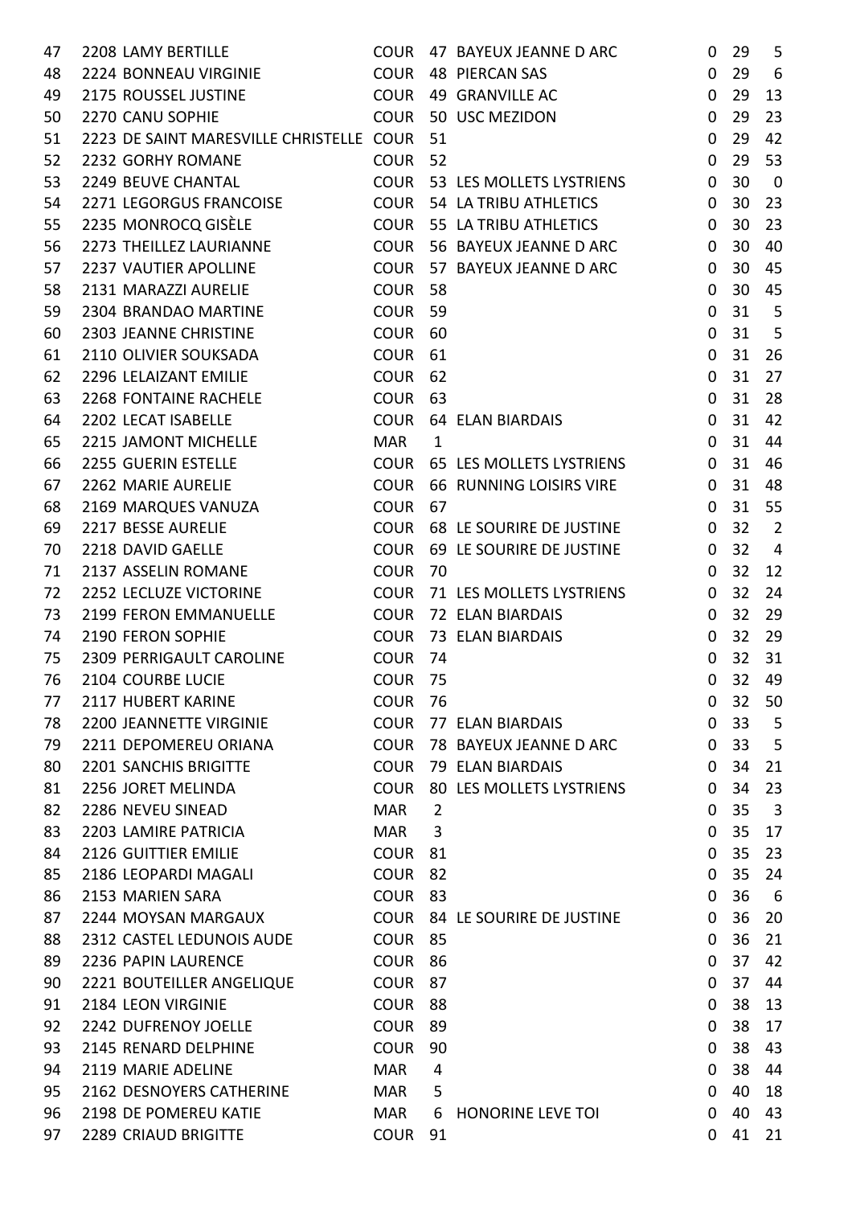| | | | | | | | | |
|---|---|---|---|---|---|---|---|---|
| 47 | 2208 | LAMY BERTILLE | COUR | 47 | BAYEUX JEANNE D ARC | 0 | 29 | 5 |
| 48 | 2224 | BONNEAU VIRGINIE | COUR | 48 | PIERCAN SAS | 0 | 29 | 6 |
| 49 | 2175 | ROUSSEL JUSTINE | COUR | 49 | GRANVILLE AC | 0 | 29 | 13 |
| 50 | 2270 | CANU SOPHIE | COUR | 50 | USC MEZIDON | 0 | 29 | 23 |
| 51 | 2223 | DE SAINT MARESVILLE CHRISTELLE | COUR | 51 | | 0 | 29 | 42 |
| 52 | 2232 | GORHY ROMANE | COUR | 52 | | 0 | 29 | 53 |
| 53 | 2249 | BEUVE CHANTAL | COUR | 53 | LES MOLLETS LYSTRIENS | 0 | 30 | 0 |
| 54 | 2271 | LEGORGUS FRANCOISE | COUR | 54 | LA TRIBU ATHLETICS | 0 | 30 | 23 |
| 55 | 2235 | MONROCQ GISÈLE | COUR | 55 | LA TRIBU ATHLETICS | 0 | 30 | 23 |
| 56 | 2273 | THEILLEZ LAURIANNE | COUR | 56 | BAYEUX JEANNE D ARC | 0 | 30 | 40 |
| 57 | 2237 | VAUTIER APOLLINE | COUR | 57 | BAYEUX JEANNE D ARC | 0 | 30 | 45 |
| 58 | 2131 | MARAZZI AURELIE | COUR | 58 | | 0 | 30 | 45 |
| 59 | 2304 | BRANDAO MARTINE | COUR | 59 | | 0 | 31 | 5 |
| 60 | 2303 | JEANNE CHRISTINE | COUR | 60 | | 0 | 31 | 5 |
| 61 | 2110 | OLIVIER SOUKSADA | COUR | 61 | | 0 | 31 | 26 |
| 62 | 2296 | LELAIZANT EMILIE | COUR | 62 | | 0 | 31 | 27 |
| 63 | 2268 | FONTAINE RACHELE | COUR | 63 | | 0 | 31 | 28 |
| 64 | 2202 | LECAT ISABELLE | COUR | 64 | ELAN BIARDAIS | 0 | 31 | 42 |
| 65 | 2215 | JAMONT MICHELLE | MAR | 1 | | 0 | 31 | 44 |
| 66 | 2255 | GUERIN ESTELLE | COUR | 65 | LES MOLLETS LYSTRIENS | 0 | 31 | 46 |
| 67 | 2262 | MARIE AURELIE | COUR | 66 | RUNNING LOISIRS VIRE | 0 | 31 | 48 |
| 68 | 2169 | MARQUES VANUZA | COUR | 67 | | 0 | 31 | 55 |
| 69 | 2217 | BESSE AURELIE | COUR | 68 | LE SOURIRE DE JUSTINE | 0 | 32 | 2 |
| 70 | 2218 | DAVID GAELLE | COUR | 69 | LE SOURIRE DE JUSTINE | 0 | 32 | 4 |
| 71 | 2137 | ASSELIN ROMANE | COUR | 70 | | 0 | 32 | 12 |
| 72 | 2252 | LECLUZE VICTORINE | COUR | 71 | LES MOLLETS LYSTRIENS | 0 | 32 | 24 |
| 73 | 2199 | FERON EMMANUELLE | COUR | 72 | ELAN BIARDAIS | 0 | 32 | 29 |
| 74 | 2190 | FERON SOPHIE | COUR | 73 | ELAN BIARDAIS | 0 | 32 | 29 |
| 75 | 2309 | PERRIGAULT CAROLINE | COUR | 74 | | 0 | 32 | 31 |
| 76 | 2104 | COURBE LUCIE | COUR | 75 | | 0 | 32 | 49 |
| 77 | 2117 | HUBERT KARINE | COUR | 76 | | 0 | 32 | 50 |
| 78 | 2200 | JEANNETTE VIRGINIE | COUR | 77 | ELAN BIARDAIS | 0 | 33 | 5 |
| 79 | 2211 | DEPOMEREU ORIANA | COUR | 78 | BAYEUX JEANNE D ARC | 0 | 33 | 5 |
| 80 | 2201 | SANCHIS BRIGITTE | COUR | 79 | ELAN BIARDAIS | 0 | 34 | 21 |
| 81 | 2256 | JORET MELINDA | COUR | 80 | LES MOLLETS LYSTRIENS | 0 | 34 | 23 |
| 82 | 2286 | NEVEU SINEAD | MAR | 2 | | 0 | 35 | 3 |
| 83 | 2203 | LAMIRE PATRICIA | MAR | 3 | | 0 | 35 | 17 |
| 84 | 2126 | GUITTIER EMILIE | COUR | 81 | | 0 | 35 | 23 |
| 85 | 2186 | LEOPARDI MAGALI | COUR | 82 | | 0 | 35 | 24 |
| 86 | 2153 | MARIEN SARA | COUR | 83 | | 0 | 36 | 6 |
| 87 | 2244 | MOYSAN MARGAUX | COUR | 84 | LE SOURIRE DE JUSTINE | 0 | 36 | 20 |
| 88 | 2312 | CASTEL LEDUNOIS AUDE | COUR | 85 | | 0 | 36 | 21 |
| 89 | 2236 | PAPIN LAURENCE | COUR | 86 | | 0 | 37 | 42 |
| 90 | 2221 | BOUTEILLER ANGELIQUE | COUR | 87 | | 0 | 37 | 44 |
| 91 | 2184 | LEON VIRGINIE | COUR | 88 | | 0 | 38 | 13 |
| 92 | 2242 | DUFRENOY JOELLE | COUR | 89 | | 0 | 38 | 17 |
| 93 | 2145 | RENARD DELPHINE | COUR | 90 | | 0 | 38 | 43 |
| 94 | 2119 | MARIE ADELINE | MAR | 4 | | 0 | 38 | 44 |
| 95 | 2162 | DESNOYERS CATHERINE | MAR | 5 | | 0 | 40 | 18 |
| 96 | 2198 | DE POMEREU KATIE | MAR | 6 | HONORINE LEVE TOI | 0 | 40 | 43 |
| 97 | 2289 | CRIAUD BRIGITTE | COUR | 91 | | 0 | 41 | 21 |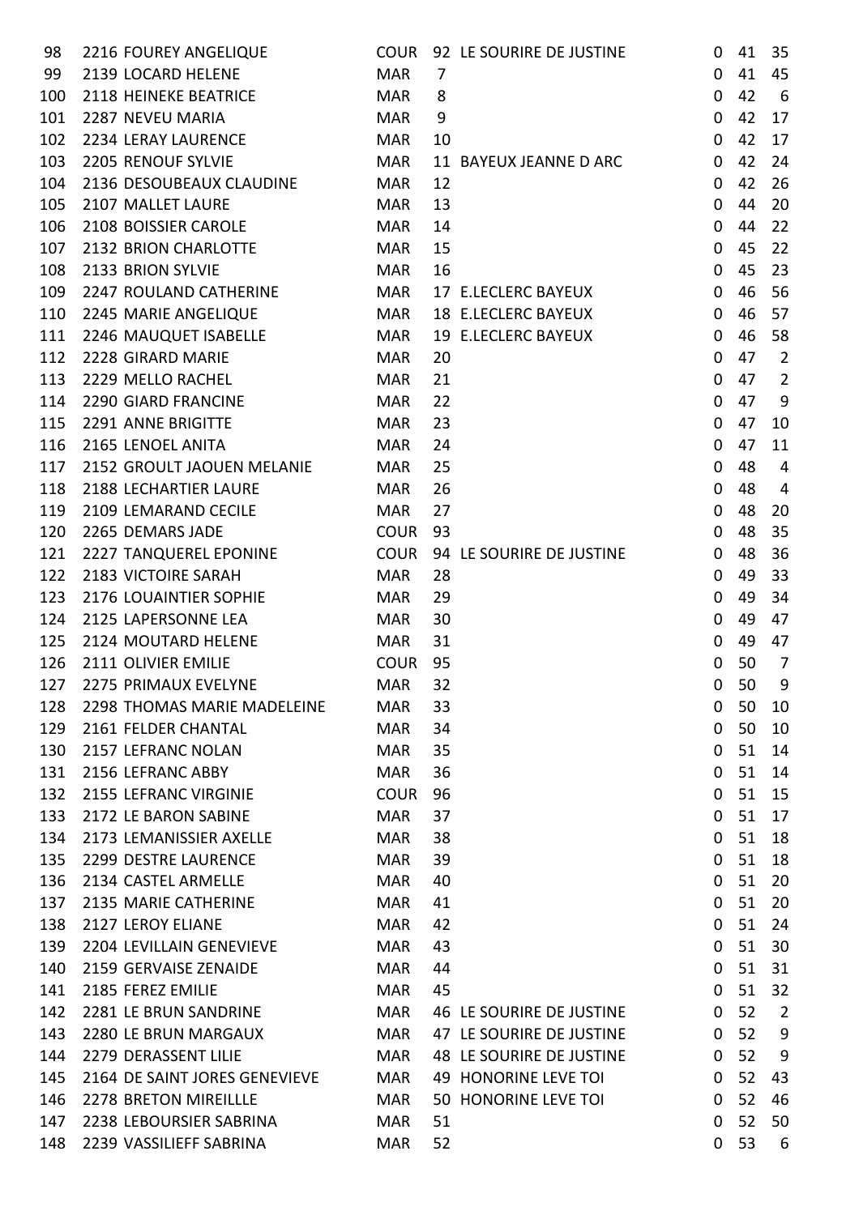| | | | | | | | |
|---|---|---|---|---|---|---|---|
| 98 | 2216 FOUREY ANGELIQUE | COUR | 92 | LE SOURIRE DE JUSTINE | 0 | 41 | 35 |
| 99 | 2139 LOCARD HELENE | MAR | 7 | | 0 | 41 | 45 |
| 100 | 2118 HEINEKE BEATRICE | MAR | 8 | | 0 | 42 | 6 |
| 101 | 2287 NEVEU MARIA | MAR | 9 | | 0 | 42 | 17 |
| 102 | 2234 LERAY LAURENCE | MAR | 10 | | 0 | 42 | 17 |
| 103 | 2205 RENOUF SYLVIE | MAR | 11 | BAYEUX JEANNE D ARC | 0 | 42 | 24 |
| 104 | 2136 DESOUBEAUX CLAUDINE | MAR | 12 | | 0 | 42 | 26 |
| 105 | 2107 MALLET LAURE | MAR | 13 | | 0 | 44 | 20 |
| 106 | 2108 BOISSIER CAROLE | MAR | 14 | | 0 | 44 | 22 |
| 107 | 2132 BRION CHARLOTTE | MAR | 15 | | 0 | 45 | 22 |
| 108 | 2133 BRION SYLVIE | MAR | 16 | | 0 | 45 | 23 |
| 109 | 2247 ROULAND CATHERINE | MAR | 17 | E.LECLERC BAYEUX | 0 | 46 | 56 |
| 110 | 2245 MARIE ANGELIQUE | MAR | 18 | E.LECLERC BAYEUX | 0 | 46 | 57 |
| 111 | 2246 MAUQUET ISABELLE | MAR | 19 | E.LECLERC BAYEUX | 0 | 46 | 58 |
| 112 | 2228 GIRARD MARIE | MAR | 20 | | 0 | 47 | 2 |
| 113 | 2229 MELLO RACHEL | MAR | 21 | | 0 | 47 | 2 |
| 114 | 2290 GIARD FRANCINE | MAR | 22 | | 0 | 47 | 9 |
| 115 | 2291 ANNE BRIGITTE | MAR | 23 | | 0 | 47 | 10 |
| 116 | 2165 LENOEL ANITA | MAR | 24 | | 0 | 47 | 11 |
| 117 | 2152 GROULT JAOUEN MELANIE | MAR | 25 | | 0 | 48 | 4 |
| 118 | 2188 LECHARTIER LAURE | MAR | 26 | | 0 | 48 | 4 |
| 119 | 2109 LEMARAND CECILE | MAR | 27 | | 0 | 48 | 20 |
| 120 | 2265 DEMARS JADE | COUR | 93 | | 0 | 48 | 35 |
| 121 | 2227 TANQUEREL EPONINE | COUR | 94 | LE SOURIRE DE JUSTINE | 0 | 48 | 36 |
| 122 | 2183 VICTOIRE SARAH | MAR | 28 | | 0 | 49 | 33 |
| 123 | 2176 LOUAINTIER SOPHIE | MAR | 29 | | 0 | 49 | 34 |
| 124 | 2125 LAPERSONNE LEA | MAR | 30 | | 0 | 49 | 47 |
| 125 | 2124 MOUTARD HELENE | MAR | 31 | | 0 | 49 | 47 |
| 126 | 2111 OLIVIER EMILIE | COUR | 95 | | 0 | 50 | 7 |
| 127 | 2275 PRIMAUX EVELYNE | MAR | 32 | | 0 | 50 | 9 |
| 128 | 2298 THOMAS MARIE MADELEINE | MAR | 33 | | 0 | 50 | 10 |
| 129 | 2161 FELDER CHANTAL | MAR | 34 | | 0 | 50 | 10 |
| 130 | 2157 LEFRANC NOLAN | MAR | 35 | | 0 | 51 | 14 |
| 131 | 2156 LEFRANC ABBY | MAR | 36 | | 0 | 51 | 14 |
| 132 | 2155 LEFRANC VIRGINIE | COUR | 96 | | 0 | 51 | 15 |
| 133 | 2172 LE BARON SABINE | MAR | 37 | | 0 | 51 | 17 |
| 134 | 2173 LEMANISSIER AXELLE | MAR | 38 | | 0 | 51 | 18 |
| 135 | 2299 DESTRE LAURENCE | MAR | 39 | | 0 | 51 | 18 |
| 136 | 2134 CASTEL ARMELLE | MAR | 40 | | 0 | 51 | 20 |
| 137 | 2135 MARIE CATHERINE | MAR | 41 | | 0 | 51 | 20 |
| 138 | 2127 LEROY ELIANE | MAR | 42 | | 0 | 51 | 24 |
| 139 | 2204 LEVILLAIN GENEVIEVE | MAR | 43 | | 0 | 51 | 30 |
| 140 | 2159 GERVAISE ZENAIDE | MAR | 44 | | 0 | 51 | 31 |
| 141 | 2185 FEREZ EMILIE | MAR | 45 | | 0 | 51 | 32 |
| 142 | 2281 LE BRUN SANDRINE | MAR | 46 | LE SOURIRE DE JUSTINE | 0 | 52 | 2 |
| 143 | 2280 LE BRUN MARGAUX | MAR | 47 | LE SOURIRE DE JUSTINE | 0 | 52 | 9 |
| 144 | 2279 DERASSENT LILIE | MAR | 48 | LE SOURIRE DE JUSTINE | 0 | 52 | 9 |
| 145 | 2164 DE SAINT JORES GENEVIEVE | MAR | 49 | HONORINE LEVE TOI | 0 | 52 | 43 |
| 146 | 2278 BRETON MIREILLLE | MAR | 50 | HONORINE LEVE TOI | 0 | 52 | 46 |
| 147 | 2238 LEBOURSIER SABRINA | MAR | 51 | | 0 | 52 | 50 |
| 148 | 2239 VASSILIEFF SABRINA | MAR | 52 | | 0 | 53 | 6 |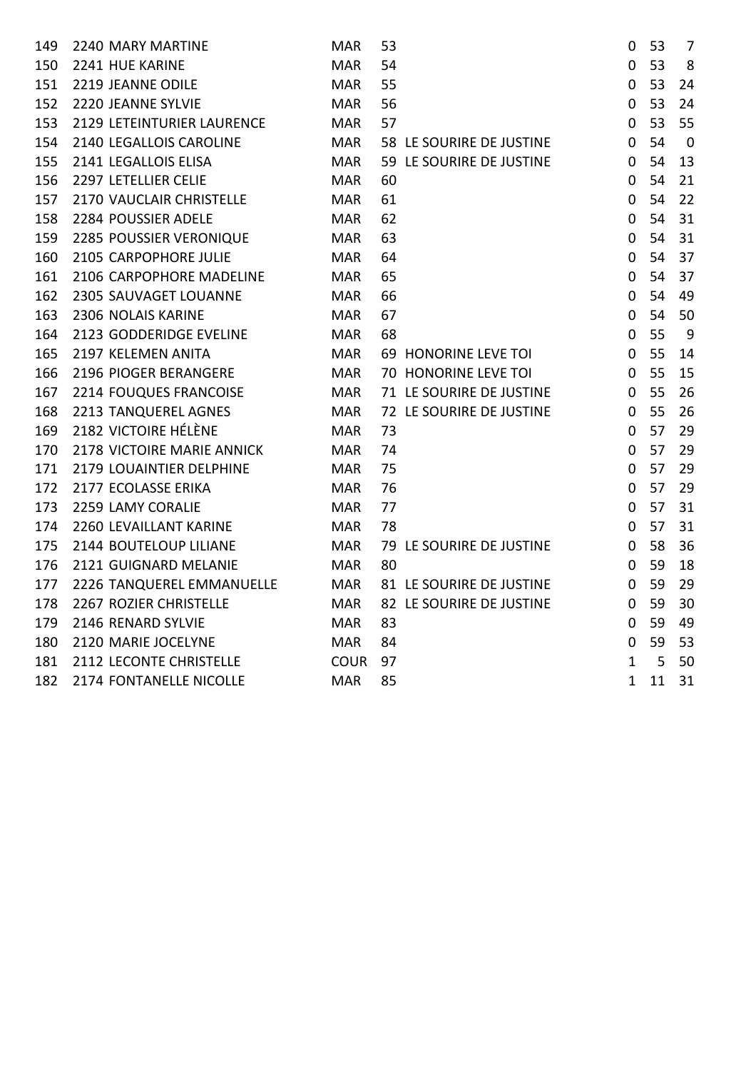| | | | | | | | | |
|---|---|---|---|---|---|---|---|---|
| 149 | 2240 | MARY MARTINE | MAR | 53 | | 0 | 53 | 7 |
| 150 | 2241 | HUE KARINE | MAR | 54 | | 0 | 53 | 8 |
| 151 | 2219 | JEANNE ODILE | MAR | 55 | | 0 | 53 | 24 |
| 152 | 2220 | JEANNE SYLVIE | MAR | 56 | | 0 | 53 | 24 |
| 153 | 2129 | LETEINTURIER LAURENCE | MAR | 57 | | 0 | 53 | 55 |
| 154 | 2140 | LEGALLOIS CAROLINE | MAR | 58 | LE SOURIRE DE JUSTINE | 0 | 54 | 0 |
| 155 | 2141 | LEGALLOIS ELISA | MAR | 59 | LE SOURIRE DE JUSTINE | 0 | 54 | 13 |
| 156 | 2297 | LETELLIER CELIE | MAR | 60 | | 0 | 54 | 21 |
| 157 | 2170 | VAUCLAIR CHRISTELLE | MAR | 61 | | 0 | 54 | 22 |
| 158 | 2284 | POUSSIER ADELE | MAR | 62 | | 0 | 54 | 31 |
| 159 | 2285 | POUSSIER VERONIQUE | MAR | 63 | | 0 | 54 | 31 |
| 160 | 2105 | CARPOPHORE JULIE | MAR | 64 | | 0 | 54 | 37 |
| 161 | 2106 | CARPOPHORE MADELINE | MAR | 65 | | 0 | 54 | 37 |
| 162 | 2305 | SAUVAGET LOUANNE | MAR | 66 | | 0 | 54 | 49 |
| 163 | 2306 | NOLAIS KARINE | MAR | 67 | | 0 | 54 | 50 |
| 164 | 2123 | GODDERIDGE EVELINE | MAR | 68 | | 0 | 55 | 9 |
| 165 | 2197 | KELEMEN ANITA | MAR | 69 | HONORINE LEVE TOI | 0 | 55 | 14 |
| 166 | 2196 | PIOGER BERANGERE | MAR | 70 | HONORINE LEVE TOI | 0 | 55 | 15 |
| 167 | 2214 | FOUQUES FRANCOISE | MAR | 71 | LE SOURIRE DE JUSTINE | 0 | 55 | 26 |
| 168 | 2213 | TANQUEREL AGNES | MAR | 72 | LE SOURIRE DE JUSTINE | 0 | 55 | 26 |
| 169 | 2182 | VICTOIRE HÉLÈNE | MAR | 73 | | 0 | 57 | 29 |
| 170 | 2178 | VICTOIRE MARIE ANNICK | MAR | 74 | | 0 | 57 | 29 |
| 171 | 2179 | LOUAINTIER DELPHINE | MAR | 75 | | 0 | 57 | 29 |
| 172 | 2177 | ECOLASSE ERIKA | MAR | 76 | | 0 | 57 | 29 |
| 173 | 2259 | LAMY CORALIE | MAR | 77 | | 0 | 57 | 31 |
| 174 | 2260 | LEVAILLANT KARINE | MAR | 78 | | 0 | 57 | 31 |
| 175 | 2144 | BOUTELOUP LILIANE | MAR | 79 | LE SOURIRE DE JUSTINE | 0 | 58 | 36 |
| 176 | 2121 | GUIGNARD MELANIE | MAR | 80 | | 0 | 59 | 18 |
| 177 | 2226 | TANQUEREL EMMANUELLE | MAR | 81 | LE SOURIRE DE JUSTINE | 0 | 59 | 29 |
| 178 | 2267 | ROZIER CHRISTELLE | MAR | 82 | LE SOURIRE DE JUSTINE | 0 | 59 | 30 |
| 179 | 2146 | RENARD SYLVIE | MAR | 83 | | 0 | 59 | 49 |
| 180 | 2120 | MARIE JOCELYNE | MAR | 84 | | 0 | 59 | 53 |
| 181 | 2112 | LECONTE CHRISTELLE | COUR | 97 | | 1 | 5 | 50 |
| 182 | 2174 | FONTANELLE NICOLLE | MAR | 85 | | 1 | 11 | 31 |